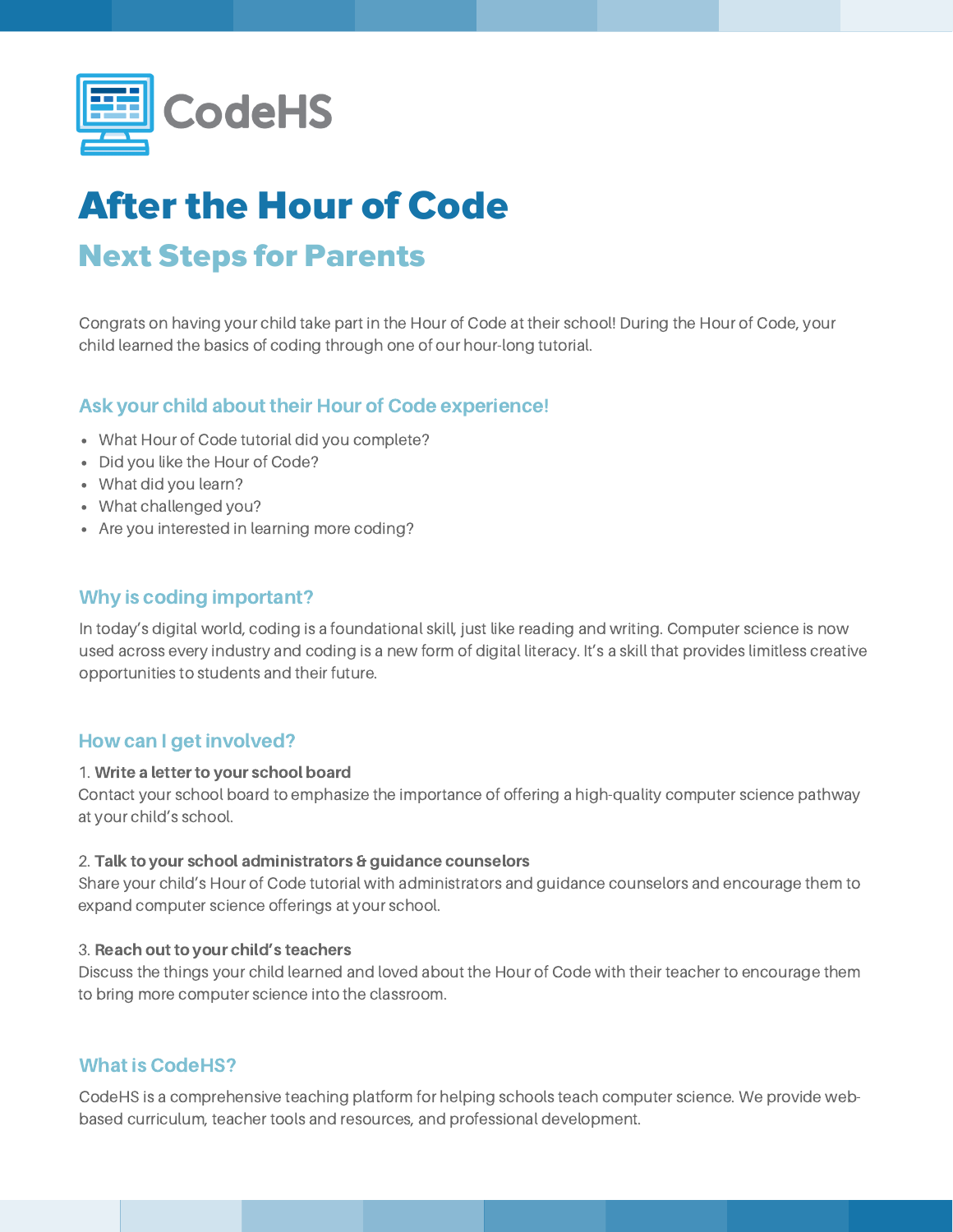CodeHS

# After the Hour of Code

## Next Steps for Parents

Congrats on having your child take part in the Hour of Code at their school! During the Hour of Code, your child learned the basics of coding through one of our hour-long tutorial.

### Ask your child about their Hour of Code experience!

- What Hour of Code tutorial did you complete?
- Did you like the Hour of Code?
- What did you learn?
- What challenged you?
- Are you interested in learning more coding?

### Why is coding important?

In today's digital world, coding is a foundational skill, just like reading and writing. Computer science is now used across every industry and coding is a new form of digital literacy. It's a skill that provides limitless creative opportunities to students and their future.

### How can I get involved?

1. **Write a letter to your school board**
Contact your school board to emphasize the importance of offering a high-quality computer science pathway at your child's school.

2. **Talk to your school administrators & guidance counselors**
Share your child's Hour of Code tutorial with administrators and guidance counselors and encourage them to expand computer science offerings at your school.

3. **Reach out to your child's teachers**
Discuss the things your child learned and loved about the Hour of Code with their teacher to encourage them to bring more computer science into the classroom.

### What is CodeHS?

CodeHS is a comprehensive teaching platform for helping schools teach computer science. We provide web-based curriculum, teacher tools and resources, and professional development.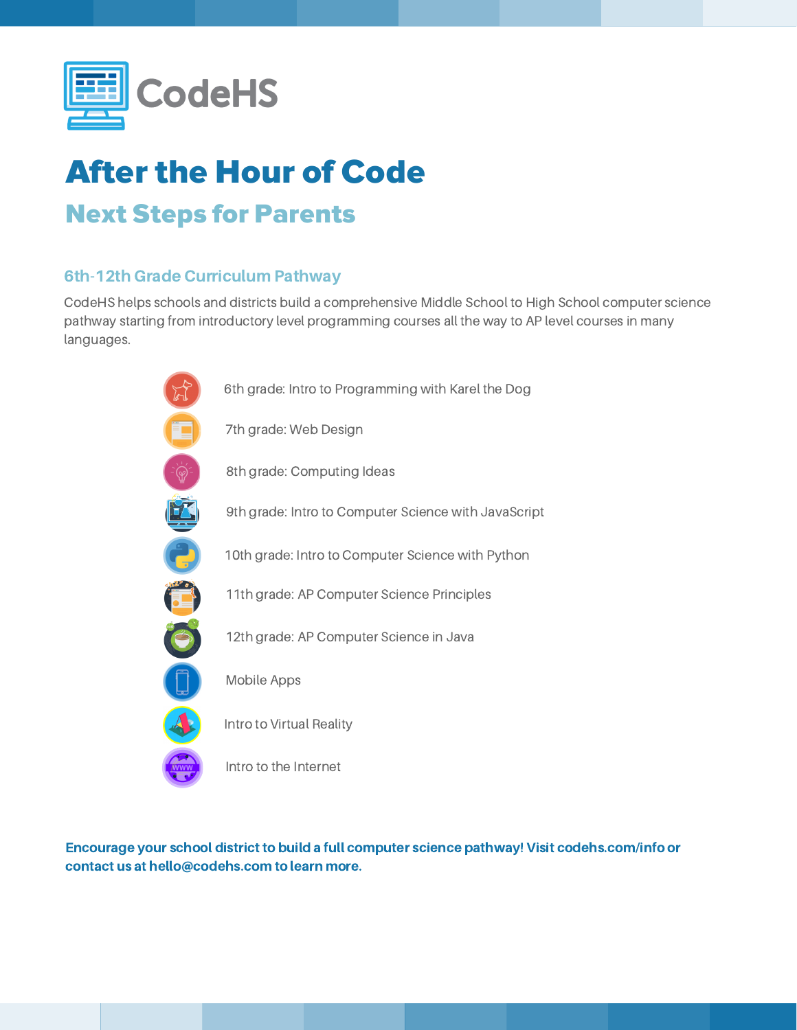CodeHS

# After the Hour of Code

## Next Steps for Parents

### 6th-12th Grade Curriculum Pathway

CodeHS helps schools and districts build a comprehensive Middle School to High School computer science pathway starting from introductory level programming courses all the way to AP level courses in many languages.

- 6th grade: Intro to Programming with Karel the Dog
- 7th grade: Web Design
- 8th grade: Computing Ideas
- 9th grade: Intro to Computer Science with JavaScript
- 10th grade: Intro to Computer Science with Python
- 11th grade: AP Computer Science Principles
- 12th grade: AP Computer Science in Java
- Mobile Apps
- Intro to Virtual Reality
- Intro to the Internet

**Encourage your school district to build a full computer science pathway! Visit codehs.com/info or contact us at hello@codehs.com to learn more.**